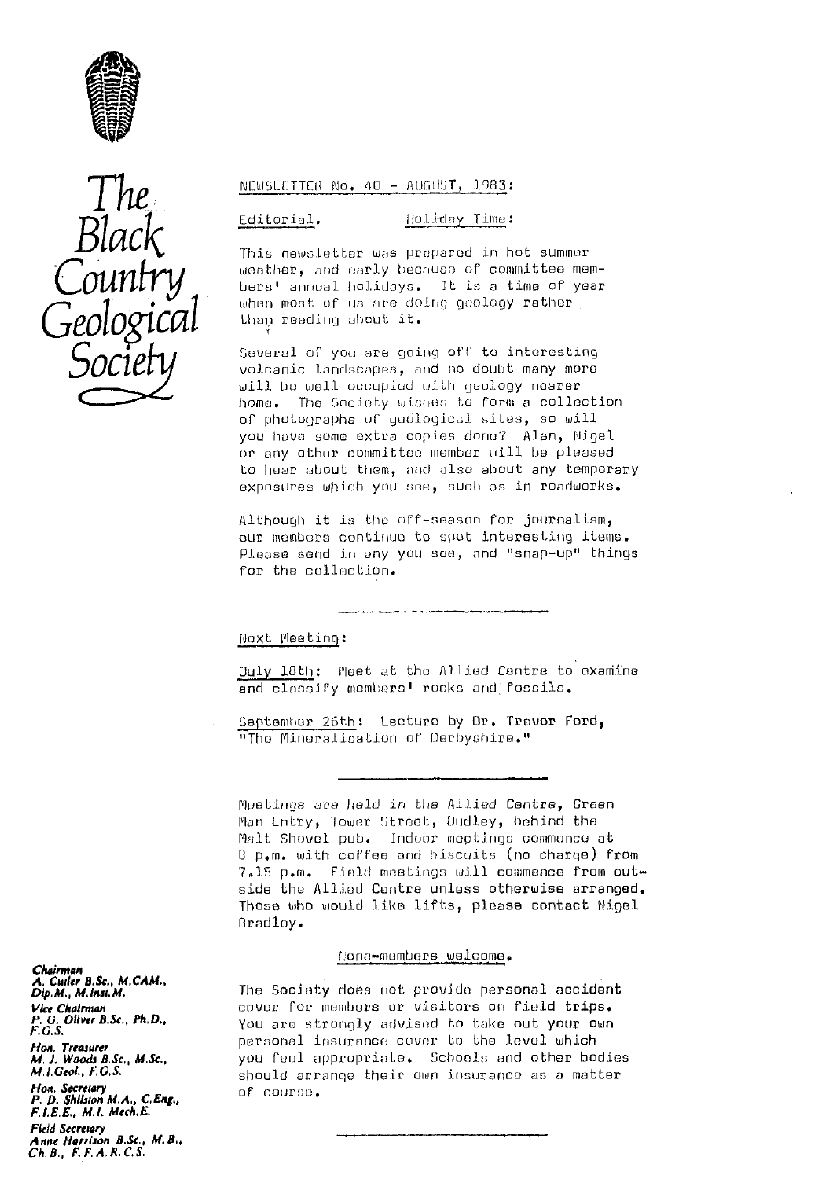# The Black Country Geological Society

**Chairman**
A. Cutler B.Sc., M.CAM., Dip.M., M.Inst.M.

**Vice Chairman**
P. G. Oliver B.Sc., Ph.D., F.G.S.

**Hon. Treasurer**
M. J. Woods B.Sc., M.Sc., M.I.Geol., F.G.S.

**Hon. Secretary**
P. D. Shilston M.A., C.Eng., F.I.E.E., M.I. Mech.E.

**Field Secretary**
Anne Harrison B.Sc., M.B., Ch.B., F.F.A.R.C.S.

## NEWSLETTER No. 40 - AUGUST, 1983:

### Editorial. Holiday Time:

This newsletter was prepared in hot summer weather, and early because of committee members' annual holidays. It is a time of year when most of us are doing geology rather than reading about it.

Several of you are going off to interesting volcanic landscapes, and no doubt many more will be well occupied with geology nearer home. The Society wishes to form a collection of photographs of geological sites, so will you have some extra copies done? Alan, Nigel or any other committee member will be pleased to hear about them, and also about any temporary exposures which you see, such as in roadworks.

Although it is the off-season for journalism, our members continue to spot interesting items. Please send in any you see, and "snap-up" things for the collection.

---

### Next Meeting:

July 18th: Meet at the Allied Centre to examine and classify members' rocks and fossils.

September 26th: Lecture by Dr. Trevor Ford, "The Mineralisation of Derbyshire."

---

Meetings are held in the Allied Centre, Green Man Entry, Tower Street, Dudley, behind the Malt Shovel pub. Indoor meetings commence at 8 p.m. with coffee and biscuits (no charge) from 7.15 p.m. Field meetings will commence from outside the Allied Centre unless otherwise arranged. Those who would like lifts, please contact Nigel Bradley.

Nona-members welcome.

The Society does not provide personal accident cover for members or visitors on field trips. You are strongly advised to take out your own personal insurance cover to the level which you feel appropriate. Schools and other bodies should arrange their own insurance as a matter of course.

---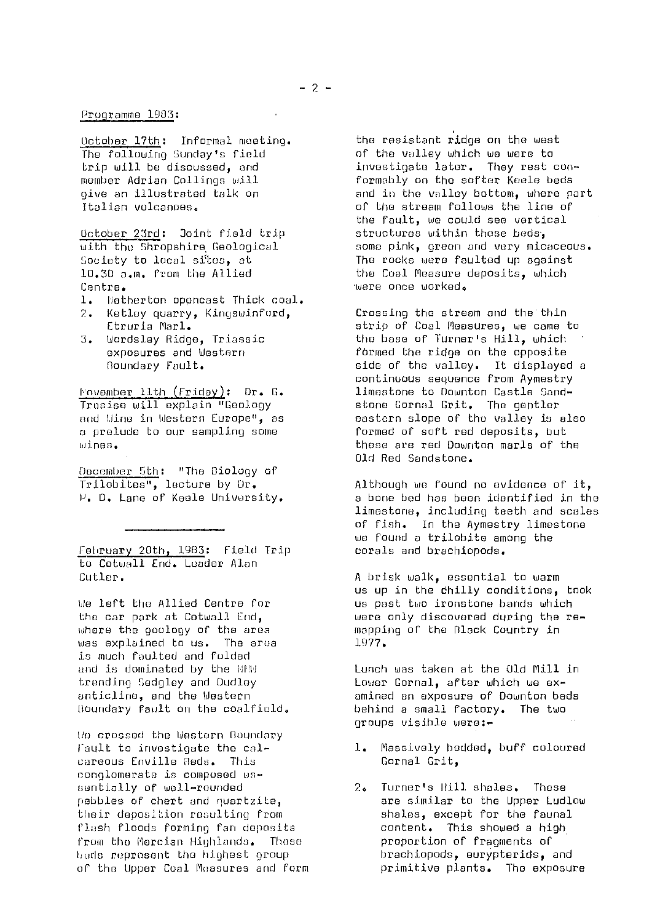## Programme 1983:

October 17th: Informal meeting. The following Sunday's field trip will be discussed, and member Adrian Collings will give an illustrated talk on Italian volcanoes.

October 23rd: Joint field trip with the Shropshire Geological Society to local sites, at 10.30 a.m. from the Allied Centre.

1. Netherton opencast Thick coal.
2. Ketley quarry, Kingswinford, Etruria Marl.
3. Wordsley Ridge, Triassic exposures and Western Boundary Fault.

November 11th (Friday): Dr. G. Tresise will explain "Geology and Wine in Western Europe", as a prelude to our sampling some wines.

December 5th: "The Biology of Trilobites", lecture by Dr. P. D. Lane of Keele University.

---

February 20th, 1983: Field Trip to Cotwall End. Leader Alan Cutler.

We left the Allied Centre for the car park at Cotwall End, where the geology of the area was explained to us. The area is much faulted and folded and is dominated by the NNW trending Sedgley and Dudley anticline, and the Western Boundary fault on the coalfield.

We crossed the Western Boundary Fault to investigate the calcareous Enville Beds. This conglomerate is composed essentially of well-rounded pebbles of chert and quartzite, their deposition resulting from flash floods forming fan deposits from the Mercian Highlands. These beds represent the highest group of the Upper Coal Measures and form the resistant ridge on the west of the valley which we were to investigate later. They rest conformably on the softer Keele beds and in the valley bottom, where part of the stream follows the line of the fault, we could see vertical structures within these beds, some pink, green and very micaceous. The rocks were faulted up against the Coal Measure deposits, which were once worked.

Crossing the stream and the thin strip of Coal Measures, we came to the base of Turner's Hill, which formed the ridge on the opposite side of the valley. It displayed a continuous sequence from Aymestry limestone to Downton Castle Sandstone Gornal Grit. The gentler eastern slope of the valley is also formed of soft red deposits, but these are red Downton marls of the Old Red Sandstone.

Although we found no evidence of it, a bone bed has been identified in the limestone, including teeth and scales of fish. In the Aymestry limestone we found a trilobite among the corals and brachiopods.

A brisk walk, essential to warm us up in the chilly conditions, took us past two ironstone bands which were only discovered during the remapping of the Black Country in 1977.

Lunch was taken at the Old Mill in Lower Gornal, after which we examined an exposure of Downton beds behind a small factory. The two groups visible were:-

1. Massively bedded, buff coloured Gornal Grit,

2. Turner's Hill shales. These are similar to the Upper Ludlow shales, except for the faunal content. This showed a high proportion of fragments of brachiopods, eurypterids, and primitive plants. The exposure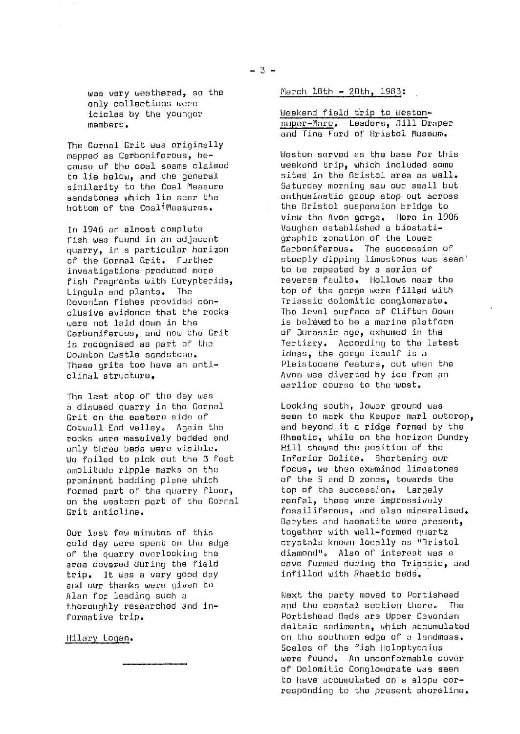was very weathered, so the only collections were icicles by the younger members.

The Gornal Grit was originally mapped as Carboniferous, because of the coal seams claimed to lie below, and the general similarity to the Coal Measure sandstones which lie near the bottom of the Coal Measures.

In 1946 an almost complete fish was found in an adjacent quarry, in a particular horizon of the Gornal Grit. Further investigations produced more fish fragments with Eurypterids, Lingula and plants. The Devonian fishes provided conclusive evidence that the rocks were not laid down in the Carboniferous, and now the Grit is recognised as part of the Downton Castle sandstone. These grits too have an anticlinal structure.

The last stop of the day was a disused quarry in the Gornal Grit on the eastern side of Cotwall End valley. Again the rocks were massively bedded and only three beds were visible. We failed to pick out the 3 feet amplitude ripple marks on the prominent bedding plane which formed part of the quarry floor, on the western part of the Gornal Grit anticline.

Our last few minutes of this cold day were spent on the edge of the quarry overlooking the area covered during the field trip. It was a very good day and our thanks were given to Alan for leading such a thoroughly researched and informative trip.

Hilary Logan.

---

March 18th - 20th, 1983:

Weekend field trip to Weston-super-Mare. Leaders, Bill Draper and Tina Ford of Bristol Museum.

Weston served as the base for this weekend trip, which included some sites in the Bristol area as well. Saturday morning saw our small but enthusiastic group step out across the Bristol suspension bridge to view the Avon gorge. Here in 1906 Vaughan established a biostratigraphic zonation of the Lower Carboniferous. The succession of steeply dipping limestones was seen to be repeated by a series of reverse faults. Hollows near the top of the gorge were filled with Triassic dolomitic conglomerate. The level surface of Clifton Down is believed to be a marine platform of Jurassic age, exhumed in the Tertiary. According to the latest ideas, the gorge itself is a Pleistocene feature, cut when the Avon was diverted by ice from an earlier course to the west.

Looking south, lower ground was seen to mark the Keuper marl outcrop, and beyond it a ridge formed by the Rhaetic, while on the horizon Dundry Hill showed the position of the Inferior Oolite. Shortening our focus, we then examined limestones of the S and D zones, towards the top of the succession. Largely reefal, these were impressively fossiliferous, and also mineralised. Barytes and haematite were present, together with well-formed quartz crystals known locally as "Bristol diamond". Also of interest was a cave formed during the Triassic, and infilled with Rhaetic beds.

Next the party moved to Portishead and the coastal section there. The Portishead Beds are Upper Devonian deltaic sediments, which accumulated on the southern edge of a landmass. Scales of the fish Holoptychius were found. An unconformable cover of Dolomitic Conglomerate was seen to have accumulated on a slope corresponding to the present shoreline.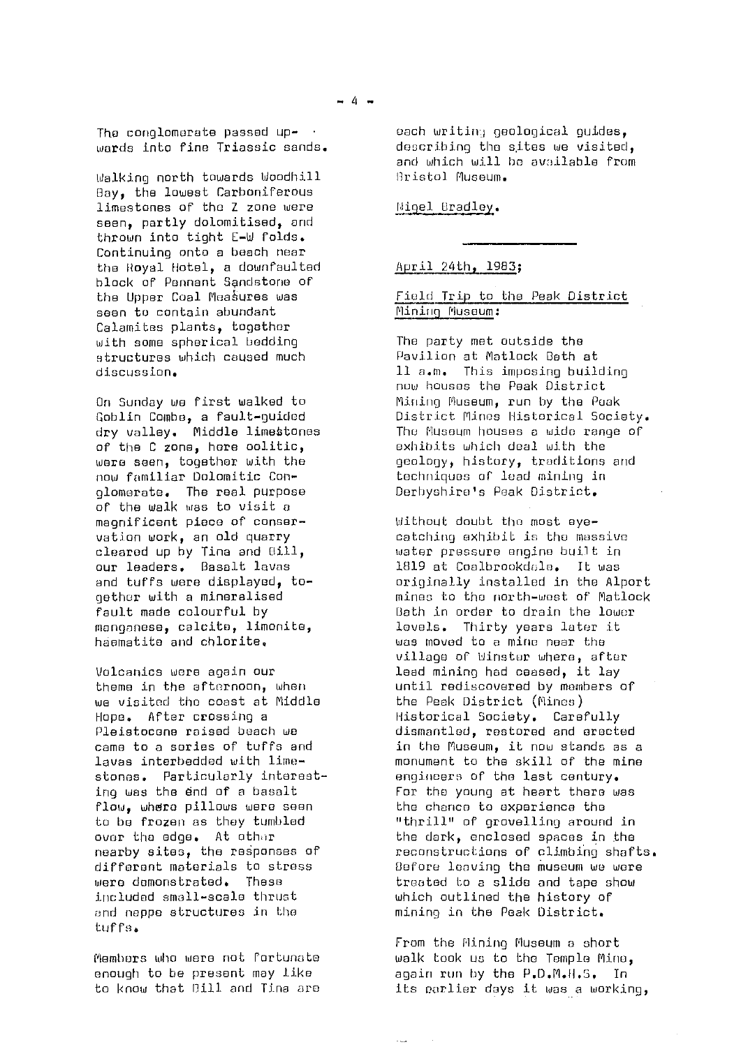The conglomerate passed upwards into fine Triassic sands.

Walking north towards Woodhill Bay, the lowest Carboniferous limestones of the Z zone were seen, partly dolomitised, and thrown into tight E-W folds. Continuing onto a beach near the Royal Hotel, a downfaulted block of Pennant Sandstone of the Upper Coal Measures was seen to contain abundant Calamites plants, together with some spherical bedding structures which caused much discussion.

On Sunday we first walked to Goblin Combe, a fault-guided dry valley. Middle limestones of the C zone, here oolitic, were seen, together with the now familiar Dolomitic Conglomerate. The real purpose of the walk was to visit a magnificent piece of conservation work, an old quarry cleared up by Tina and Bill, our leaders. Basalt lavas and tuffs were displayed, together with a mineralised fault made colourful by manganese, calcite, limonite, haematite and chlorite.

Volcanics were again our theme in the afternoon, when we visited the coast at Middle Hope. After crossing a Pleistocene raised beach we came to a series of tuffs and lavas interbedded with limestones. Particularly interesting was the end of a basalt flow, where pillows were seen to be frozen as they tumbled over the edge. At other nearby sites, the responses of different materials to stress were demonstrated. These included small-scale thrust and nappe structures in the tuffs.

Members who were not fortunate enough to be present may like to know that Bill and Tina are each writing geological guides, describing the sites we visited, and which will be available from Bristol Museum.

Nigel Bradley.

---

April 24th, 1983;

Field Trip to the Peak District Mining Museum:

The party met outside the Pavilion at Matlock Bath at 11 a.m. This imposing building now houses the Peak District Mining Museum, run by the Peak District Mines Historical Society. The Museum houses a wide range of exhibits which deal with the geology, history, traditions and techniques of lead mining in Derbyshire's Peak District.

Without doubt the most eye-catching exhibit is the massive water pressure engine built in 1819 at Coalbrookdale. It was originally installed in the Alport mines to the north-west of Matlock Bath in order to drain the lower levels. Thirty years later it was moved to a mine near the village of Winster where, after lead mining had ceased, it lay until rediscovered by members of the Peak District (Mines) Historical Society. Carefully dismantled, restored and erected in the Museum, it now stands as a monument to the skill of the mine engineers of the last century. For the young at heart there was the chance to experience the "thrill" of grovelling around in the dark, enclosed spaces in the reconstructions of climbing shafts. Before leaving the museum we were treated to a slide and tape show which outlined the history of mining in the Peak District.

From the Mining Museum a short walk took us to the Temple Mine, again run by the P.D.M.H.S. In its earlier days it was a working,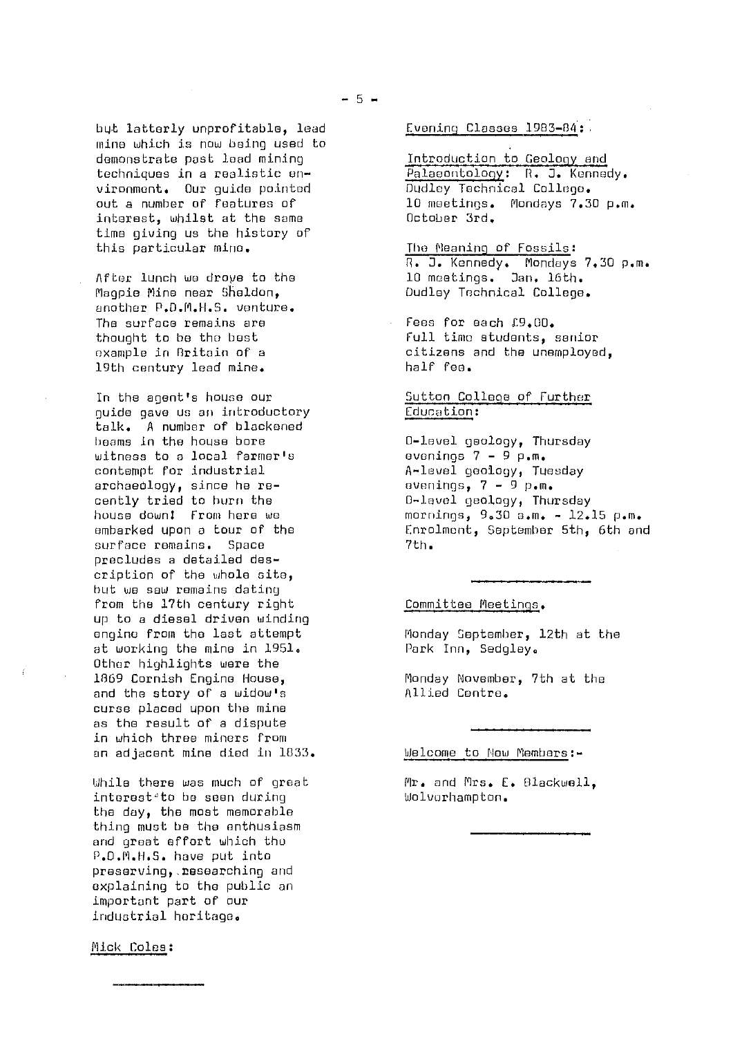but latterly unprofitable, lead mine which is now being used to demonstrate past lead mining techniques in a realistic environment. Our guide pointed out a number of features of interest, whilst at the same time giving us the history of this particular mine.

After lunch we drove to the Magpie Mine near Sheldon, another P.D.M.H.S. venture. The surface remains are thought to be the best example in Britain of a 19th century lead mine.

In the agent's house our guide gave us an introductory talk. A number of blackened beams in the house bore witness to a local farmer's contempt for industrial archaeology, since he recently tried to burn the house down! From here we embarked upon a tour of the surface remains. Space precludes a detailed description of the whole site, but we saw remains dating from the 17th century right up to a diesel driven winding engine from the last attempt at working the mine in 1951. Other highlights were the 1869 Cornish Engine House, and the story of a widow's curse placed upon the mine as the result of a dispute in which three miners from an adjacent mine died in 1833.

While there was much of great interest to be seen during the day, the most memorable thing must be the enthusiasm and great effort which the P.D.M.H.S. have put into preserving, researching and explaining to the public an important part of our industrial heritage.

Mick Coles:

---

Evening Classes 1983-84:

Introduction to Geology and Palaeontology: R. J. Kennedy. Dudley Technical College. 10 meetings. Mondays 7.30 p.m. October 3rd.

The Meaning of Fossils: R. J. Kennedy. Mondays 7.30 p.m. 10 meetings. Jan. 16th. Dudley Technical College.

Fees for each £9.00. Full time students, senior citizens and the unemployed, half fee.

Sutton College of Further Education:

O-level geology, Thursday evenings 7 - 9 p.m.
A-level geology, Tuesday evenings, 7 - 9 p.m.
O-level geology, Thursday mornings, 9.30 a.m. - 12.15 p.m.
Enrolment, September 5th, 6th and 7th.

---

Committee Meetings.

Monday September, 12th at the Park Inn, Sedgley.

Monday November, 7th at the Allied Centre.

---

Welcome to New Members:-

Mr. and Mrs. E. Blackwell, Wolverhampton.

---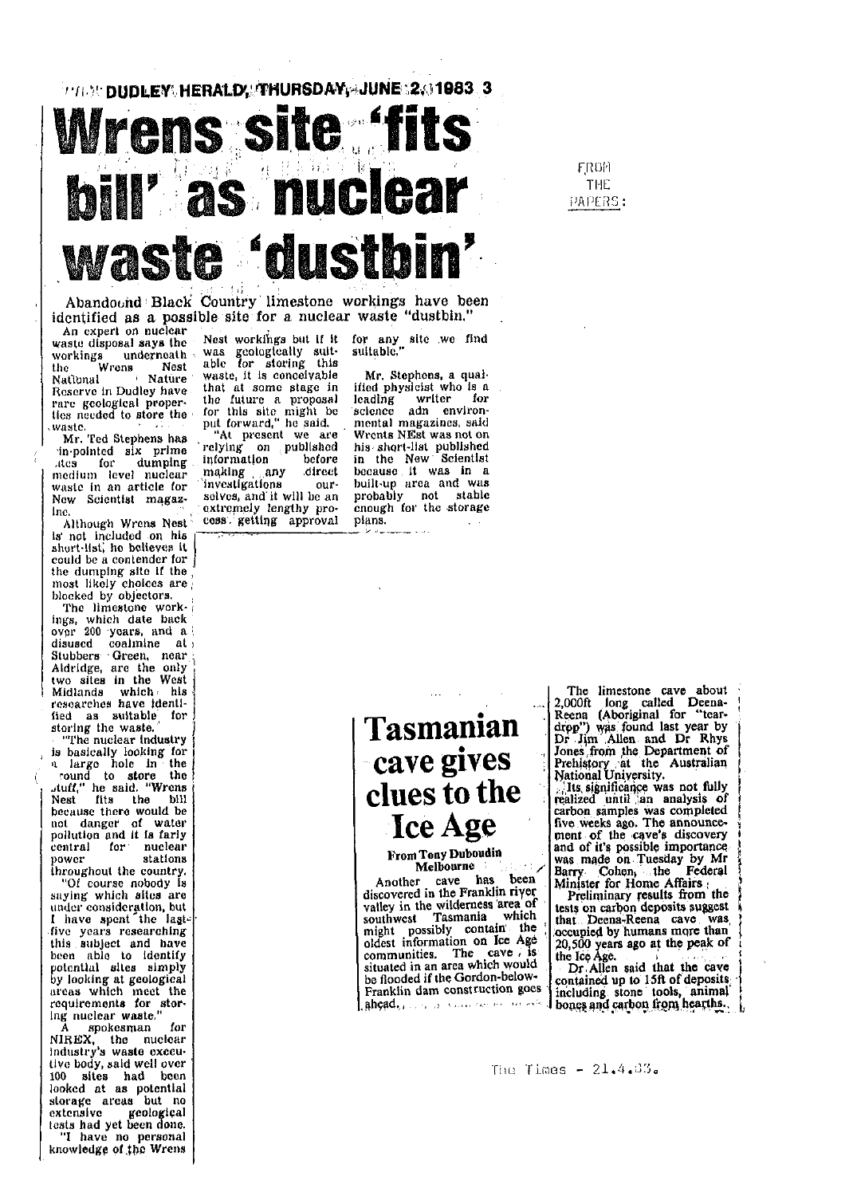DUDLEY HERALD, THURSDAY, JUNE 2, 1983 3

FROM THE PAPERS:

# Wrens site 'fits bill' as nuclear waste 'dustbin'

Abandoned Black Country limestone workings have been identified as a possible site for a nuclear waste "dustbin."

An expert on nuclear waste disposal says the workings underneath the Wrens Nest National Nature Reserve in Dudley have rare geological properties needed to store the waste.

Mr. Ted Stephens has in-pointed six prime sites for dumping medium level nuclear waste in an article for New Scientist magazine.

Although Wrens Nest is not included on his short-list, he believes it could be a contender for the dumping site if the most likely choices are blocked by objectors.

The limestone workings, which date back over 200 years, and a disused coalmine at Stubbers Green, near Aldridge, are the only two sites in the West Midlands which his researches have identified as suitable for storing the waste.

"The nuclear industry is basically looking for a large hole in the round to store the stuff," he said. "Wrens Nest fits the bill because there would be not danger of water pollution and it is farly central for nuclear power stations throughout the country.

"Of course nobody is saying which sites are under consideration, but I have spent the last five years researching this subject and have been able to identify potential sites simply by looking at geological areas which meet the requirements for storing nuclear waste."

A spokesman for NIREX, the nuclear industry's waste executive body, said well over 100 sites had been looked at as potential storage areas but no extensive geological tests had yet been done.

"I have no personal knowledge of the Wrens Nest workings but if it was geologically suitable for storing this waste, it is conceivable that at some stage in the future a proposal for this site might be put forward," he said.

"At present we are relying on published information before making any direct investigations ourselves, and it will be an extremely lengthy process getting approval for any site we find suitable."

Mr. Stephens, a qualified physicist who is a leading writer for science adn environmental magazines, said Wrents NEst was not on his short-list published in the New Scientist because it was in a built-up area and was probably not stable enough for the storage plans.

# Tasmanian cave gives clues to the Ice Age

**From Tony Duboudin**
**Melbourne**

Another cave has been discovered in the Franklin river valley in the wilderness area of southwest Tasmania which might possibly contain the oldest information on Ice Age communities. The cave is situated in an area which would be flooded if the Gordon-below-Franklin dam construction goes ahead.

The limestone cave about 2,000ft long called Deena-Reena (Aboriginal for "tear-drop") was found last year by Dr Jim Allen and Dr Rhys Jones from the Department of Prehistory at the Australian National University.

Its significance was not fully realized until an analysis of carbon samples was completed five weeks ago. The announcement of the cave's discovery and of it's possible importance was made on Tuesday by Mr Barry Cohen, the Federal Minister for Home Affairs.

Preliminary results from the tests on carbon deposits suggest that Deena-Reena cave was occupied by humans more than 20,500 years ago at the peak of the Ice Age.

Dr Allen said that the cave contained up to 15ft of deposits including stone tools, animal bones and carbon from hearths.

The Times - 21.4.83.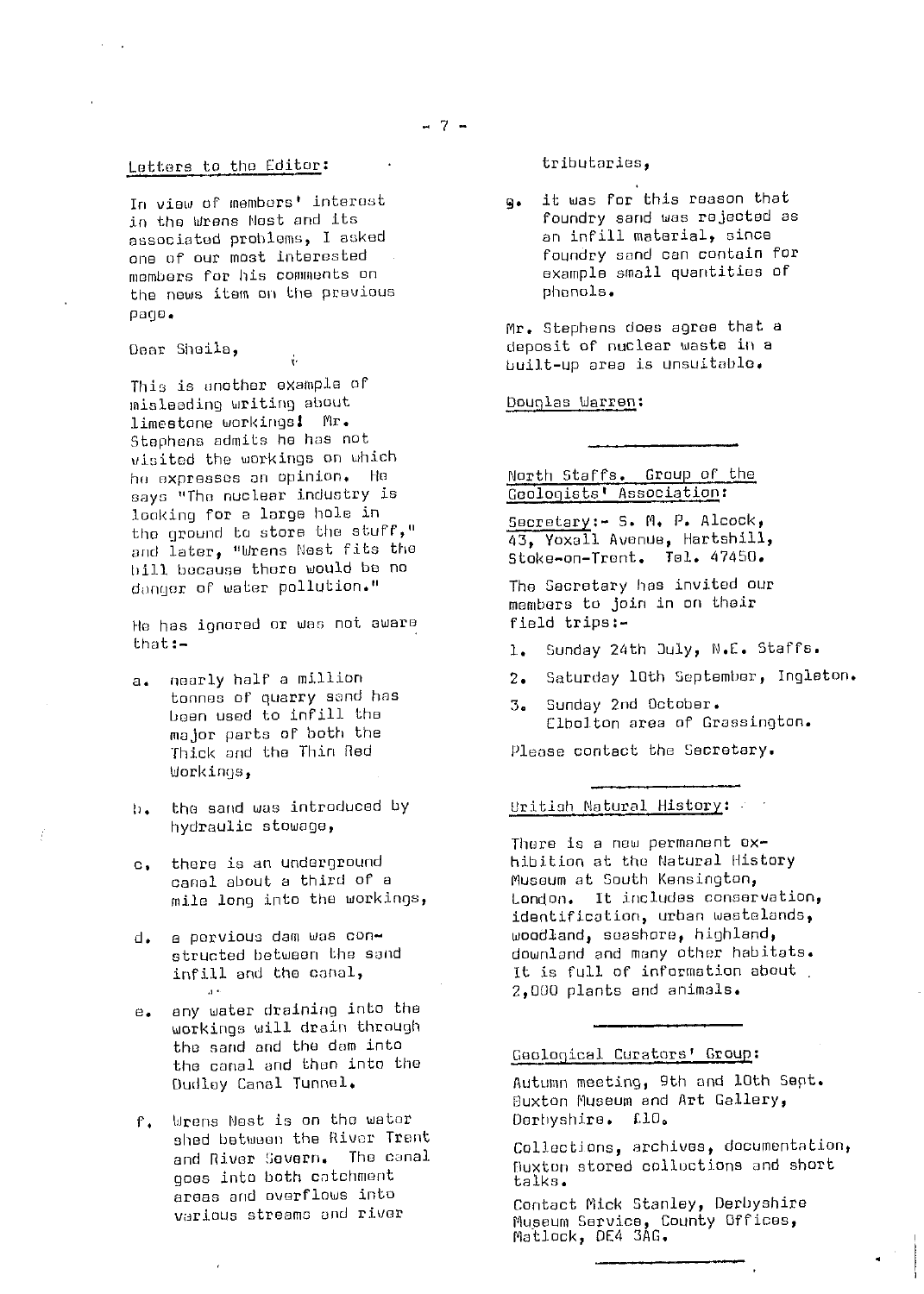## Letters to the Editor:

In view of members' interest in the Wrens Nest and its associated problems, I asked one of our most interested members for his comments on the news item on the previous page.

Dear Sheila,

This is another example of misleading writing about limestone workings! Mr. Stephens admits he has not visited the workings on which he expresses an opinion. He says "The nuclear industry is looking for a large hole in the ground to store the stuff," and later, "Wrens Nest fits the bill because there would be no danger of water pollution."

He has ignored or was not aware that:-

a. nearly half a million tonnes of quarry sand has been used to infill the major parts of both the Thick and the Thin Red Workings,

b. the sand was introduced by hydraulic stowage,

c. there is an underground canal about a third of a mile long into the workings,

d. a pervious dam was constructed between the sand infill and the canal,

e. any water draining into the workings will drain through the sand and the dam into the canal and then into the Dudley Canal Tunnel.

f. Wrens Nest is on the water shed between the River Trent and River Severn. The canal goes into both catchment areas and overflows into various streams and river tributaries,

g. it was for this reason that foundry sand was rejected as an infill material, since foundry sand can contain for example small quantities of phenols.

Mr. Stephens does agree that a deposit of nuclear waste in a built-up area is unsuitable.

Douglas Warren:

---

## North Staffs. Group of the Geologists' Association:

Secretary:- S. M. P. Alcock, 43, Yoxall Avenue, Hartshill, Stoke-on-Trent. Tel. 47450.

The Secretary has invited our members to join in on their field trips:-

1. Sunday 24th July, N.E. Staffs.
2. Saturday 10th September, Ingleton.
3. Sunday 2nd October. Elbolton area of Grassington.

Please contact the Secretary.

---

## British Natural History:

There is a new permanent exhibition at the Natural History Museum at South Kensington, London. It includes conservation, identification, urban wastelands, woodland, seashore, highland, downland and many other habitats. It is full of information about 2,000 plants and animals.

---

## Geological Curators' Group:

Autumn meeting, 9th and 10th Sept. Buxton Museum and Art Gallery, Derbyshire. £10.

Collections, archives, documentation, Buxton stored collections and short talks.

Contact Mick Stanley, Derbyshire Museum Service, County Offices, Matlock, DE4 3AG.

---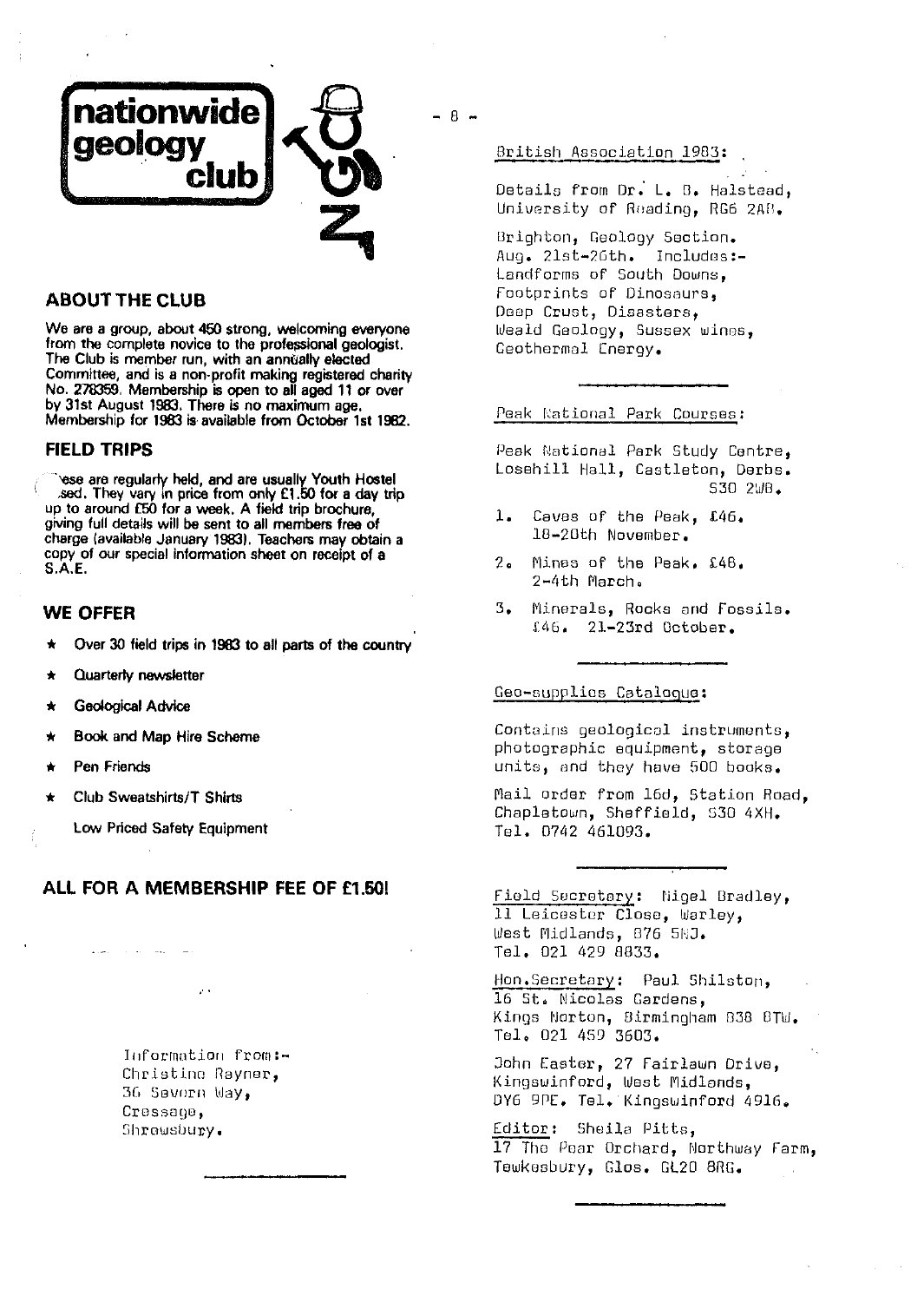**nationwide geology club**

## ABOUT THE CLUB

We are a group, about 450 strong, welcoming everyone from the complete novice to the professional geologist. The Club is member run, with an annually elected Committee, and is a non-profit making registered charity No. 278359. Membership is open to all aged 11 or over by 31st August 1983. There is no maximum age. Membership for 1983 is available from October 1st 1982.

## FIELD TRIPS

These are regularly held, and are usually Youth Hostel based. They vary in price from only £1.50 for a day trip up to around £50 for a week. A field trip brochure, giving full details will be sent to all members free of charge (available January 1983). Teachers may obtain a copy of our special information sheet on receipt of a S.A.E.

## WE OFFER

- ★ Over 30 field trips in 1983 to all parts of the country
- ★ Quarterly newsletter
- ★ Geological Advice
- ★ Book and Map Hire Scheme
- ★ Pen Friends
- ★ Club Sweatshirts/T Shirts

  Low Priced Safety Equipment

## ALL FOR A MEMBERSHIP FEE OF £1.50!

Information from:-
Christine Rayner,
36 Severn Way,
Cressage,
Shrewsbury.

---

British Association 1983:

Details from Dr. L. B. Halstead,
University of Reading, RG6 2AB.

Brighton, Geology Section.
Aug. 21st-26th. Includes:-
Landforms of South Downs,
Footprints of Dinosaurs,
Deep Crust, Disasters,
Weald Geology, Sussex wines,
Geothermal Energy.

---

Peak National Park Courses:

Peak National Park Study Centre,
Losehill Hall, Castleton, Derbs.
S30 2WB.

1. Caves of the Peak, £46.
   18-20th November.
2. Mines of the Peak. £48.
   2-4th March.
3. Minerals, Rocks and Fossils.
   £46. 21-23rd October.

---

Geo-supplies Catalogue:

Contains geological instruments, photographic equipment, storage units, and they have 500 books.

Mail order from 16d, Station Road, Chapletown, Sheffield, S30 4XH.
Tel. 0742 461093.

---

Field Secretary: Nigel Bradley,
11 Leicester Close, Warley,
West Midlands, B76 5NJ.
Tel. 021 429 8833.

Hon.Secretary: Paul Shilston,
16 St. Nicolas Gardens,
Kings Norton, Birmingham B38 8TW.
Tel. 021 459 3603.

John Easter, 27 Fairlawn Drive,
Kingswinford, West Midlands,
DY6 9PE. Tel. Kingswinford 4916.

Editor: Sheila Pitts,
17 The Pear Orchard, Northway Farm,
Tewkesbury, Glos. GL20 8RG.